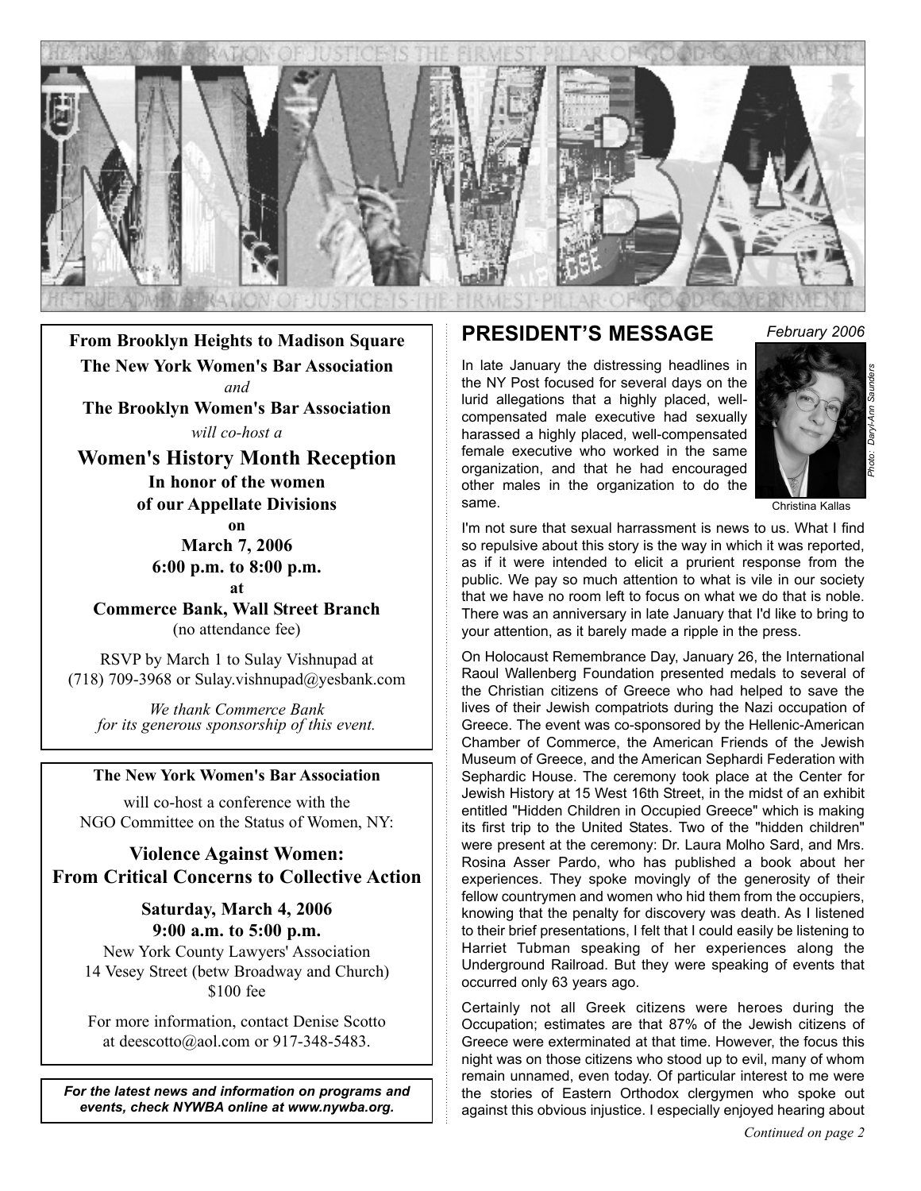# NYWBA

THE TRUE ADMINISTRATION OF JUSTICE IS THE FIRMEST PILLAR OF GOOD GOVERNMENT

**From Brooklyn Heights to Madison Square**

**The New York Women's Bar Association**

*and*

**The Brooklyn Women's Bar Association**

*will co-host a*

## Women's History Month Reception

**In honor of the women of our Appellate Divisions**

**on**

**March 7, 2006**

**6:00 p.m. to 8:00 p.m.**

**at**

**Commerce Bank, Wall Street Branch**

(no attendance fee)

RSVP by March 1 to Sulay Vishnupad at (718) 709-3968 or Sulay.vishnupad@yesbank.com

*We thank Commerce Bank for its generous sponsorship of this event.*

---

**The New York Women's Bar Association**

will co-host a conference with the NGO Committee on the Status of Women, NY:

## Violence Against Women: From Critical Concerns to Collective Action

**Saturday, March 4, 2006**

**9:00 a.m. to 5:00 p.m.**

New York County Lawyers' Association
14 Vesey Street (betw Broadway and Church)
$100 fee

For more information, contact Denise Scotto at deescotto@aol.com or 917-348-5483.

---

***For the latest news and information on programs and events, check NYWBA online at www.nywba.org.***

---

## PRESIDENT'S MESSAGE

*February 2006*

Christina Kallas

*Photo: Daryl-Ann Saunders*

In late January the distressing headlines in the NY Post focused for several days on the lurid allegations that a highly placed, well-compensated male executive had sexually harassed a highly placed, well-compensated female executive who worked in the same organization, and that he had encouraged other males in the organization to do the same.

I'm not sure that sexual harrassment is news to us. What I find so repulsive about this story is the way in which it was reported, as if it were intended to elicit a prurient response from the public. We pay so much attention to what is vile in our society that we have no room left to focus on what we do that is noble. There was an anniversary in late January that I'd like to bring to your attention, as it barely made a ripple in the press.

On Holocaust Remembrance Day, January 26, the International Raoul Wallenberg Foundation presented medals to several of the Christian citizens of Greece who had helped to save the lives of their Jewish compatriots during the Nazi occupation of Greece. The event was co-sponsored by the Hellenic-American Chamber of Commerce, the American Friends of the Jewish Museum of Greece, and the American Sephardi Federation with Sephardic House. The ceremony took place at the Center for Jewish History at 15 West 16th Street, in the midst of an exhibit entitled "Hidden Children in Occupied Greece" which is making its first trip to the United States. Two of the "hidden children" were present at the ceremony: Dr. Laura Molho Sard, and Mrs. Rosina Asser Pardo, who has published a book about her experiences. They spoke movingly of the generosity of their fellow countrymen and women who hid them from the occupiers, knowing that the penalty for discovery was death. As I listened to their brief presentations, I felt that I could easily be listening to Harriet Tubman speaking of her experiences along the Underground Railroad. But they were speaking of events that occurred only 63 years ago.

Certainly not all Greek citizens were heroes during the Occupation; estimates are that 87% of the Jewish citizens of Greece were exterminated at that time. However, the focus this night was on those citizens who stood up to evil, many of whom remain unnamed, even today. Of particular interest to me were the stories of Eastern Orthodox clergymen who spoke out against this obvious injustice. I especially enjoyed hearing about

*Continued on page 2*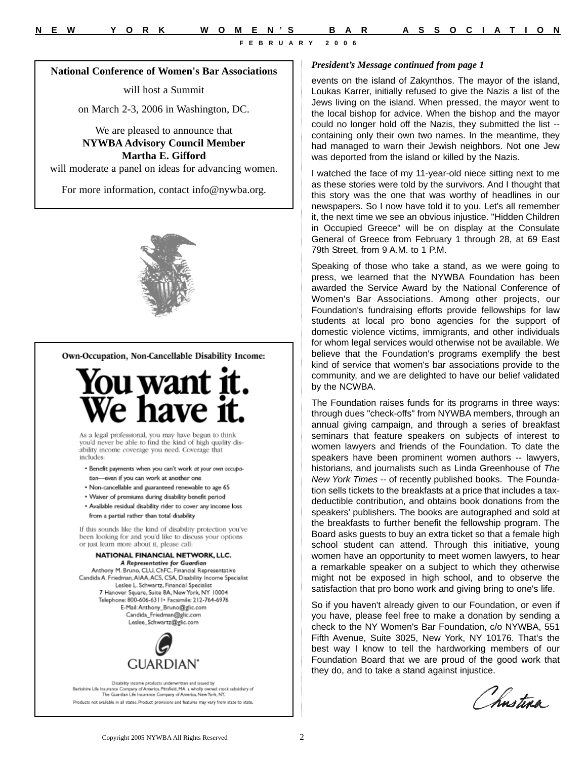**National Conference of Women's Bar Associations**

will host a Summit

on March 2-3, 2006 in Washington, DC.

We are pleased to announce that
**NYWBA Advisory Council Member**
**Martha E. Gifford**
will moderate a panel on ideas for advancing women.

For more information, contact info@nywba.org.

**Own-Occupation, Non-Cancellable Disability Income:**

# You want it. We have it.

As a legal professional, you may have begun to think you'd never be able to find the kind of high quality disability income coverage you need. Coverage that includes:

- Benefit payments when you can't work *at your own occupation*—even if you can work at another one
- Non-cancellable and guaranteed renewable to age 65
- Waiver of premiums during disability benefit period
- Available residual disability rider to cover any income loss from a partial rather than total disability

If this sounds like the kind of disability protection you've been looking for and you'd like to discuss your options or just learn more about it, please call:

**NATIONAL FINANCIAL NETWORK, LLC.**
***A Representative for Guardian***
Anthony M. Bruno, CLU, ChFC, Financial Representative
Candida A. Friedman, AIAA, ACS, CSA, Disability Income Specialist
Leslee L. Schwartz, Financial Specialist
7 Hanover Square, Suite 8A, New York, NY 10004
Telephone: 800-606-6311 • Facsimile: 212-764-6976
E-Mail: Anthony_Bruno@glic.com
Candida_Friedman@glic.com
Leslee_Schwartz@glic.com

GUARDIAN®

Disability income products underwritten and issued by Berkshire Life Insurance Company of America, Pittsfield, MA a wholly owned stock subsidiary of The Guardian Life Insurance Company of America, New York, NY.

Products not available in all states. Product provisions and features may vary from state to state.

***President's Message continued from page 1***

events on the island of Zakynthos. The mayor of the island, Loukas Karrer, initially refused to give the Nazis a list of the Jews living on the island. When pressed, the mayor went to the local bishop for advice. When the bishop and the mayor could no longer hold off the Nazis, they submitted the list -- containing only their own two names. In the meantime, they had managed to warn their Jewish neighbors. Not one Jew was deported from the island or killed by the Nazis.

I watched the face of my 11-year-old niece sitting next to me as these stories were told by the survivors. And I thought that this story was the one that was worthy of headlines in our newspapers. So I now have told it to you. Let's all remember it, the next time we see an obvious injustice. "Hidden Children in Occupied Greece" will be on display at the Consulate General of Greece from February 1 through 28, at 69 East 79th Street, from 9 A.M. to 1 P.M.

Speaking of those who take a stand, as we were going to press, we learned that the NYWBA Foundation has been awarded the Service Award by the National Conference of Women's Bar Associations. Among other projects, our Foundation's fundraising efforts provide fellowships for law students at local pro bono agencies for the support of domestic violence victims, immigrants, and other individuals for whom legal services would otherwise not be available. We believe that the Foundation's programs exemplify the best kind of service that women's bar associations provide to the community, and we are delighted to have our belief validated by the NCWBA.

The Foundation raises funds for its programs in three ways: through dues "check-offs" from NYWBA members, through an annual giving campaign, and through a series of breakfast seminars that feature speakers on subjects of interest to women lawyers and friends of the Foundation. To date the speakers have been prominent women authors -- lawyers, historians, and journalists such as Linda Greenhouse of *The New York Times* -- of recently published books. The Foundation sells tickets to the breakfasts at a price that includes a tax-deductible contribution, and obtains book donations from the speakers' publishers. The books are autographed and sold at the breakfasts to further benefit the fellowship program. The Board asks guests to buy an extra ticket so that a female high school student can attend. Through this initiative, young women have an opportunity to meet women lawyers, to hear a remarkable speaker on a subject to which they otherwise might not be exposed in high school, and to observe the satisfaction that pro bono work and giving bring to one's life.

So if you haven't already given to our Foundation, or even if you have, please feel free to make a donation by sending a check to the NY Women's Bar Foundation, c/o NYWBA, 551 Fifth Avenue, Suite 3025, New York, NY 10176. That's the best way I know to tell the hardworking members of our Foundation Board that we are proud of the good work that they do, and to take a stand against injustice.

Christina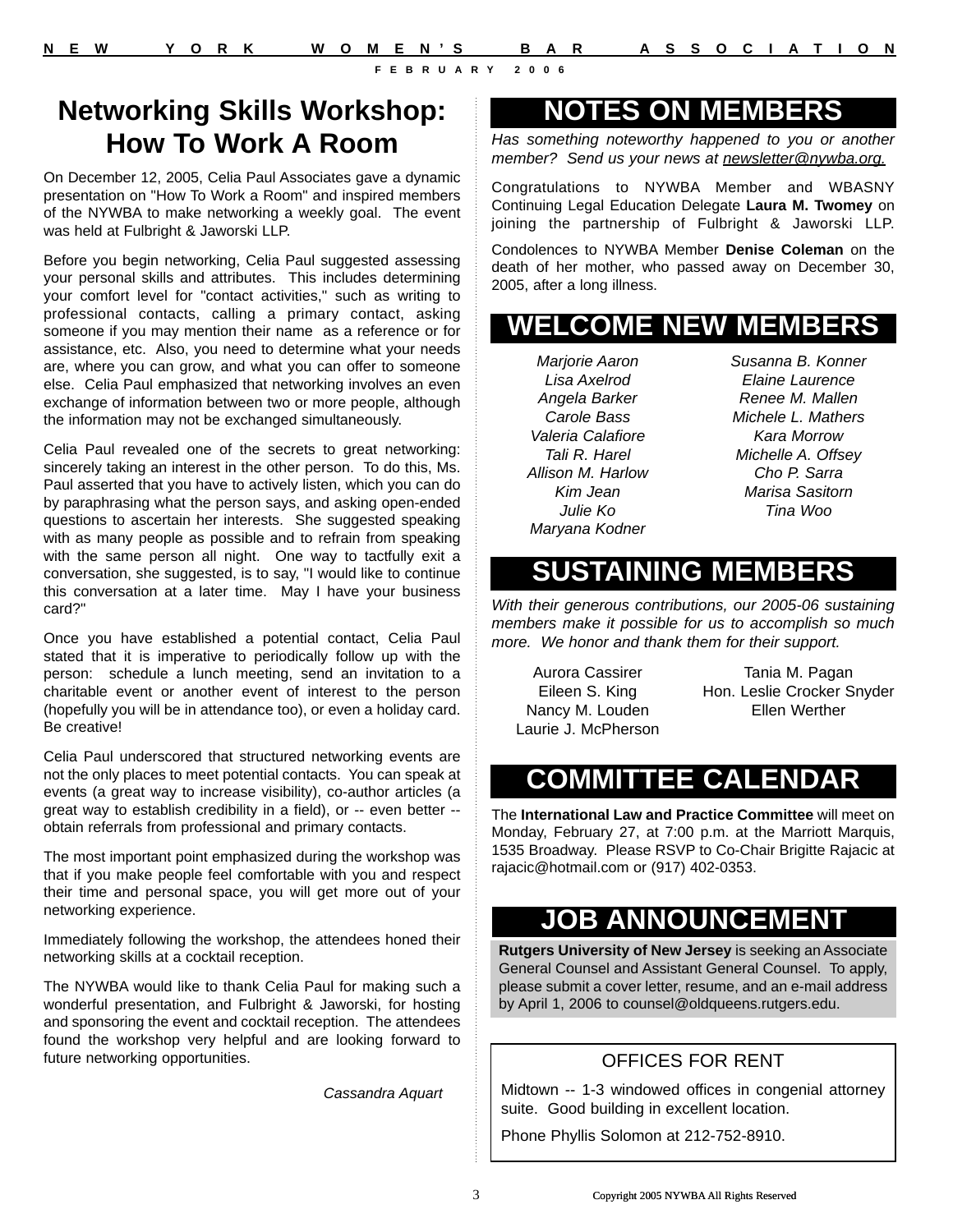# Networking Skills Workshop: How To Work A Room

On December 12, 2005, Celia Paul Associates gave a dynamic presentation on "How To Work a Room" and inspired members of the NYWBA to make networking a weekly goal. The event was held at Fulbright & Jaworski LLP.

Before you begin networking, Celia Paul suggested assessing your personal skills and attributes. This includes determining your comfort level for "contact activities," such as writing to professional contacts, calling a primary contact, asking someone if you may mention their name as a reference or for assistance, etc. Also, you need to determine what your needs are, where you can grow, and what you can offer to someone else. Celia Paul emphasized that networking involves an even exchange of information between two or more people, although the information may not be exchanged simultaneously.

Celia Paul revealed one of the secrets to great networking: sincerely taking an interest in the other person. To do this, Ms. Paul asserted that you have to actively listen, which you can do by paraphrasing what the person says, and asking open-ended questions to ascertain her interests. She suggested speaking with as many people as possible and to refrain from speaking with the same person all night. One way to tactfully exit a conversation, she suggested, is to say, "I would like to continue this conversation at a later time. May I have your business card?"

Once you have established a potential contact, Celia Paul stated that it is imperative to periodically follow up with the person: schedule a lunch meeting, send an invitation to a charitable event or another event of interest to the person (hopefully you will be in attendance too), or even a holiday card. Be creative!

Celia Paul underscored that structured networking events are not the only places to meet potential contacts. You can speak at events (a great way to increase visibility), co-author articles (a great way to establish credibility in a field), or -- even better -- obtain referrals from professional and primary contacts.

The most important point emphasized during the workshop was that if you make people feel comfortable with you and respect their time and personal space, you will get more out of your networking experience.

Immediately following the workshop, the attendees honed their networking skills at a cocktail reception.

The NYWBA would like to thank Celia Paul for making such a wonderful presentation, and Fulbright & Jaworski, for hosting and sponsoring the event and cocktail reception. The attendees found the workshop very helpful and are looking forward to future networking opportunities.

*Cassandra Aquart*

## NOTES ON MEMBERS

*Has something noteworthy happened to you or another member? Send us your news at newsletter@nywba.org.*

Congratulations to NYWBA Member and WBASNY Continuing Legal Education Delegate **Laura M. Twomey** on joining the partnership of Fulbright & Jaworski LLP.

Condolences to NYWBA Member **Denise Coleman** on the death of her mother, who passed away on December 30, 2005, after a long illness.

## WELCOME NEW MEMBERS

*Marjorie Aaron*
*Lisa Axelrod*
*Angela Barker*
*Carole Bass*
*Valeria Calafiore*
*Tali R. Harel*
*Allison M. Harlow*
*Kim Jean*
*Julie Ko*
*Maryana Kodner*
*Susanna B. Konner*
*Elaine Laurence*
*Renee M. Mallen*
*Michele L. Mathers*
*Kara Morrow*
*Michelle A. Offsey*
*Cho P. Sarra*
*Marisa Sasitorn*
*Tina Woo*

## SUSTAINING MEMBERS

*With their generous contributions, our 2005-06 sustaining members make it possible for us to accomplish so much more. We honor and thank them for their support.*

Aurora Cassirer
Eileen S. King
Nancy M. Louden
Laurie J. McPherson
Tania M. Pagan
Hon. Leslie Crocker Snyder
Ellen Werther

## COMMITTEE CALENDAR

The **International Law and Practice Committee** will meet on Monday, February 27, at 7:00 p.m. at the Marriott Marquis, 1535 Broadway. Please RSVP to Co-Chair Brigitte Rajacic at rajacic@hotmail.com or (917) 402-0353.

## JOB ANNOUNCEMENT

**Rutgers University of New Jersey** is seeking an Associate General Counsel and Assistant General Counsel. To apply, please submit a cover letter, resume, and an e-mail address by April 1, 2006 to counsel@oldqueens.rutgers.edu.

### OFFICES FOR RENT

Midtown -- 1-3 windowed offices in congenial attorney suite. Good building in excellent location.

Phone Phyllis Solomon at 212-752-8910.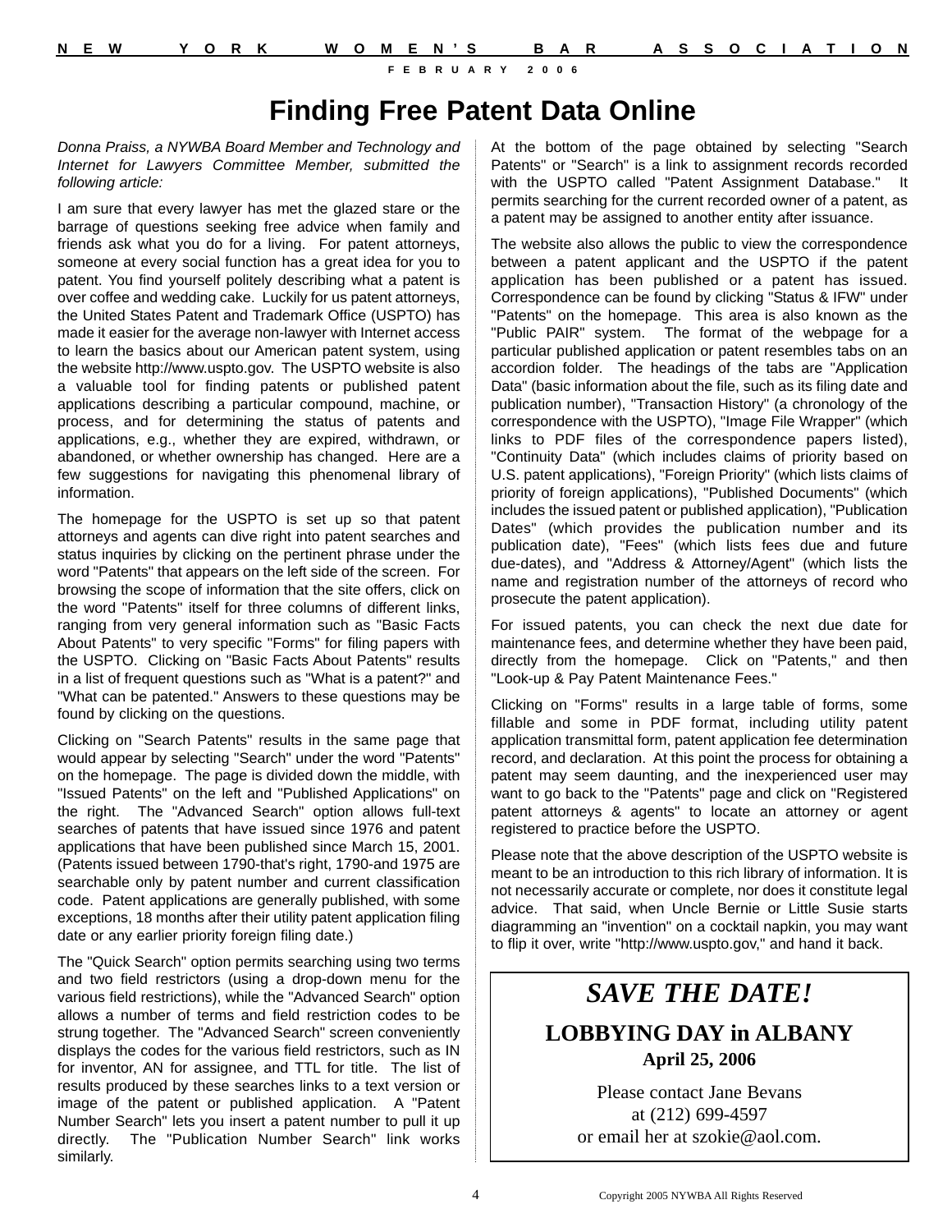# Finding Free Patent Data Online

*Donna Praiss, a NYWBA Board Member and Technology and Internet for Lawyers Committee Member, submitted the following article:*

I am sure that every lawyer has met the glazed stare or the barrage of questions seeking free advice when family and friends ask what you do for a living. For patent attorneys, someone at every social function has a great idea for you to patent. You find yourself politely describing what a patent is over coffee and wedding cake. Luckily for us patent attorneys, the United States Patent and Trademark Office (USPTO) has made it easier for the average non-lawyer with Internet access to learn the basics about our American patent system, using the website http://www.uspto.gov. The USPTO website is also a valuable tool for finding patents or published patent applications describing a particular compound, machine, or process, and for determining the status of patents and applications, e.g., whether they are expired, withdrawn, or abandoned, or whether ownership has changed. Here are a few suggestions for navigating this phenomenal library of information.

The homepage for the USPTO is set up so that patent attorneys and agents can dive right into patent searches and status inquiries by clicking on the pertinent phrase under the word "Patents" that appears on the left side of the screen. For browsing the scope of information that the site offers, click on the word "Patents" itself for three columns of different links, ranging from very general information such as "Basic Facts About Patents" to very specific "Forms" for filing papers with the USPTO. Clicking on "Basic Facts About Patents" results in a list of frequent questions such as "What is a patent?" and "What can be patented." Answers to these questions may be found by clicking on the questions.

Clicking on "Search Patents" results in the same page that would appear by selecting "Search" under the word "Patents" on the homepage. The page is divided down the middle, with "Issued Patents" on the left and "Published Applications" on the right. The "Advanced Search" option allows full-text searches of patents that have issued since 1976 and patent applications that have been published since March 15, 2001. (Patents issued between 1790-that's right, 1790-and 1975 are searchable only by patent number and current classification code. Patent applications are generally published, with some exceptions, 18 months after their utility patent application filing date or any earlier priority foreign filing date.)

The "Quick Search" option permits searching using two terms and two field restrictors (using a drop-down menu for the various field restrictions), while the "Advanced Search" option allows a number of terms and field restriction codes to be strung together. The "Advanced Search" screen conveniently displays the codes for the various field restrictors, such as IN for inventor, AN for assignee, and TTL for title. The list of results produced by these searches links to a text version or image of the patent or published application. A "Patent Number Search" lets you insert a patent number to pull it up directly. The "Publication Number Search" link works similarly.

At the bottom of the page obtained by selecting "Search Patents" or "Search" is a link to assignment records recorded with the USPTO called "Patent Assignment Database." It permits searching for the current recorded owner of a patent, as a patent may be assigned to another entity after issuance.

The website also allows the public to view the correspondence between a patent applicant and the USPTO if the patent application has been published or a patent has issued. Correspondence can be found by clicking "Status & IFW" under "Patents" on the homepage. This area is also known as the "Public PAIR" system. The format of the webpage for a particular published application or patent resembles tabs on an accordion folder. The headings of the tabs are "Application Data" (basic information about the file, such as its filing date and publication number), "Transaction History" (a chronology of the correspondence with the USPTO), "Image File Wrapper" (which links to PDF files of the correspondence papers listed), "Continuity Data" (which includes claims of priority based on U.S. patent applications), "Foreign Priority" (which lists claims of priority of foreign applications), "Published Documents" (which includes the issued patent or published application), "Publication Dates" (which provides the publication number and its publication date), "Fees" (which lists fees due and future due-dates), and "Address & Attorney/Agent" (which lists the name and registration number of the attorneys of record who prosecute the patent application).

For issued patents, you can check the next due date for maintenance fees, and determine whether they have been paid, directly from the homepage. Click on "Patents," and then "Look-up & Pay Patent Maintenance Fees."

Clicking on "Forms" results in a large table of forms, some fillable and some in PDF format, including utility patent application transmittal form, patent application fee determination record, and declaration. At this point the process for obtaining a patent may seem daunting, and the inexperienced user may want to go back to the "Patents" page and click on "Registered patent attorneys & agents" to locate an attorney or agent registered to practice before the USPTO.

Please note that the above description of the USPTO website is meant to be an introduction to this rich library of information. It is not necessarily accurate or complete, nor does it constitute legal advice. That said, when Uncle Bernie or Little Susie starts diagramming an "invention" on a cocktail napkin, you may want to flip it over, write "http://www.uspto.gov," and hand it back.

---

***SAVE THE DATE!***

**LOBBYING DAY in ALBANY**

**April 25, 2006**

Please contact Jane Bevans
at (212) 699-4597
or email her at szokie@aol.com.

---

Copyright 2005 NYWBA All Rights Reserved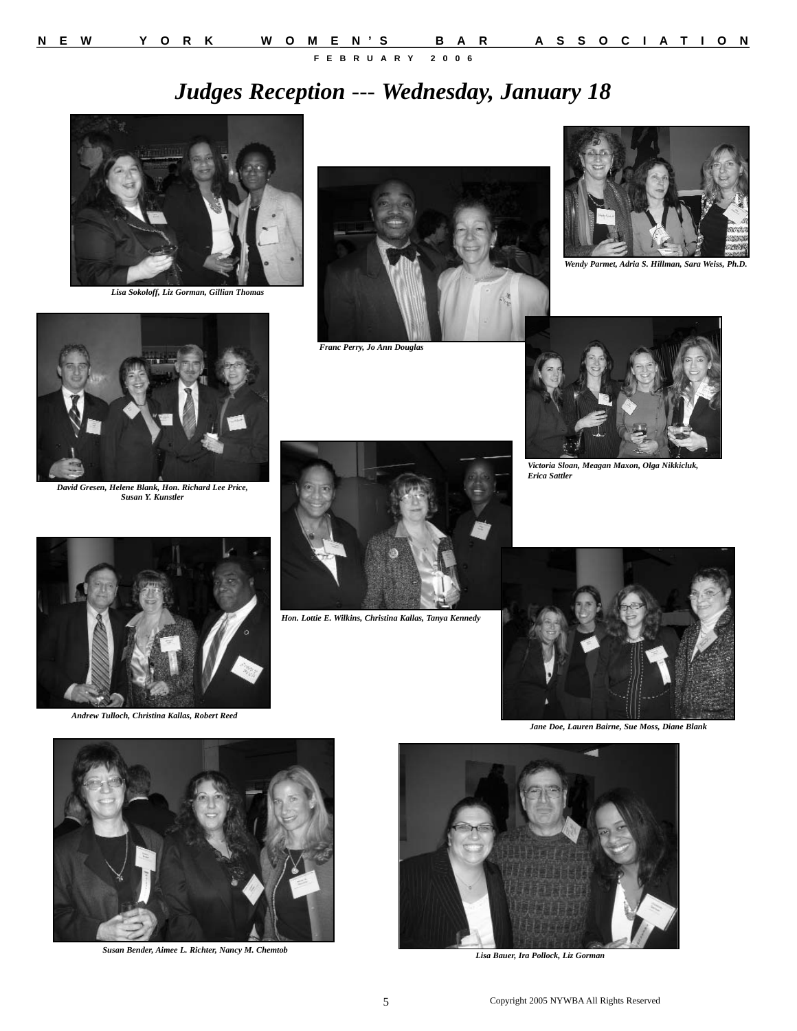# *Judges Reception --- Wednesday, January 18*

*Lisa Sokoloff, Liz Gorman, Gillian Thomas*

*Franc Perry, Jo Ann Douglas*

*Wendy Parmet, Adria S. Hillman, Sara Weiss, Ph.D.*

*David Gresen, Helene Blank, Hon. Richard Lee Price, Susan Y. Kunstler*

*Victoria Sloan, Meagan Maxon, Olga Nikkicluk, Erica Sattler*

*Hon. Lottie E. Wilkins, Christina Kallas, Tanya Kennedy*

*Andrew Tulloch, Christina Kallas, Robert Reed*

*Jane Doe, Lauren Bairne, Sue Moss, Diane Blank*

*Susan Bender, Aimee L. Richter, Nancy M. Chemtob*

*Lisa Bauer, Ira Pollock, Liz Gorman*

Copyright 2005 NYWBA All Rights Reserved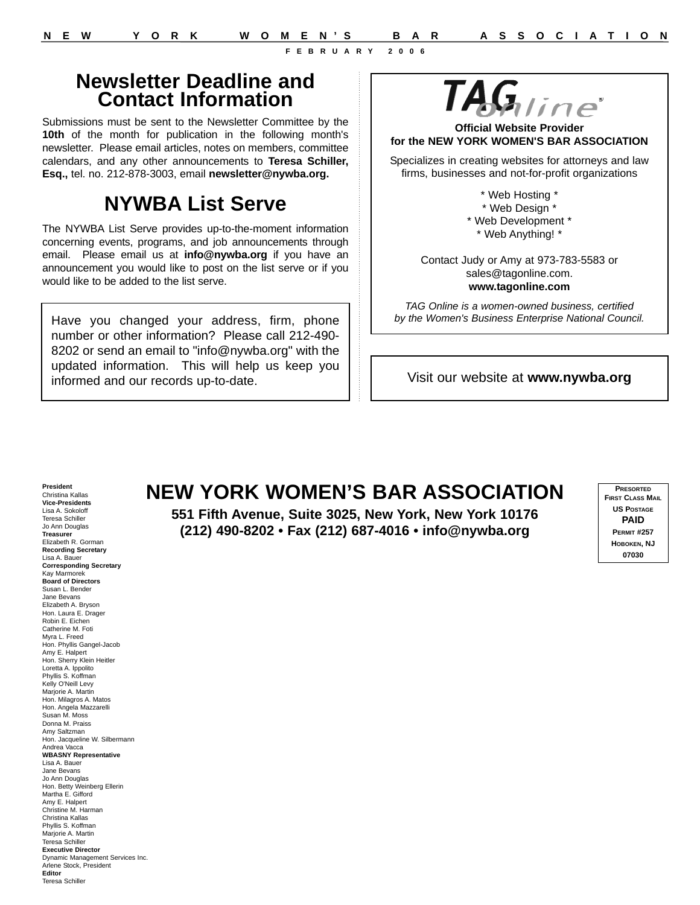## Newsletter Deadline and Contact Information

Submissions must be sent to the Newsletter Committee by the **10th** of the month for publication in the following month's newsletter. Please email articles, notes on members, committee calendars, and any other announcements to **Teresa Schiller, Esq.,** tel. no. 212-878-3003, email **newsletter@nywba.org.**

## NYWBA List Serve

The NYWBA List Serve provides up-to-the-moment information concerning events, programs, and job announcements through email. Please email us at **info@nywba.org** if you have an announcement you would like to post on the list serve or if you would like to be added to the list serve.

Have you changed your address, firm, phone number or other information? Please call 212-490-8202 or send an email to "info@nywba.org" with the updated information. This will help us keep you informed and our records up-to-date.

**TAG online**

**Official Website Provider for the NEW YORK WOMEN'S BAR ASSOCIATION**

Specializes in creating websites for attorneys and law firms, businesses and not-for-profit organizations

* Web Hosting *
* Web Design *
* Web Development *
* Web Anything! *

Contact Judy or Amy at 973-783-5583 or sales@tagonline.com.
**www.tagonline.com**

*TAG Online is a women-owned business, certified by the Women's Business Enterprise National Council.*

Visit our website at **www.nywba.org**

**President**
Christina Kallas
**Vice-Presidents**
Lisa A. Sokoloff
Teresa Schiller
Jo Ann Douglas
**Treasurer**
Elizabeth R. Gorman
**Recording Secretary**
Lisa A. Bauer
**Corresponding Secretary**
Kay Marmorek
**Board of Directors**
Susan L. Bender
Jane Bevans
Elizabeth A. Bryson
Hon. Laura E. Drager
Robin E. Eichen
Catherine M. Foti
Myra L. Freed
Hon. Phyllis Gangel-Jacob
Amy E. Halpert
Hon. Sherry Klein Heitler
Loretta A. Ippolito
Phyllis S. Koffman
Kelly O'Neill Levy
Marjorie A. Martin
Hon. Milagros A. Matos
Hon. Angela Mazzarelli
Susan M. Moss
Donna M. Praiss
Amy Saltzman
Hon. Jacqueline W. Silbermann
Andrea Vacca
**WBASNY Representative**
Lisa A. Bauer
Jane Bevans
Jo Ann Douglas
Hon. Betty Weinberg Ellerin
Martha E. Gifford
Amy E. Halpert
Christine M. Harman
Christina Kallas
Phyllis S. Koffman
Marjorie A. Martin
Teresa Schiller
**Executive Director**
Dynamic Management Services Inc.
Arlene Stock, President
**Editor**
Teresa Schiller

## NEW YORK WOMEN'S BAR ASSOCIATION

**551 Fifth Avenue, Suite 3025, New York, New York 10176**
**(212) 490-8202 • Fax (212) 687-4016 • info@nywba.org**

PRESORTED
FIRST CLASS MAIL
US POSTAGE
**PAID**
PERMIT #257
HOBOKEN, NJ
07030